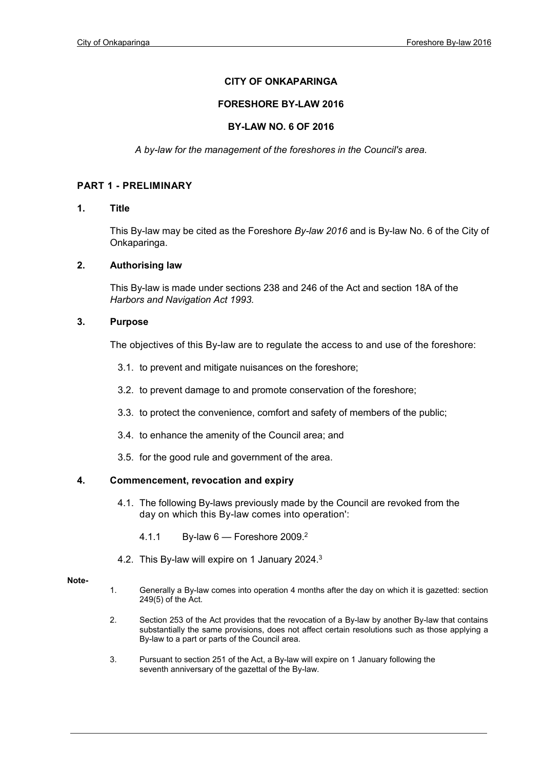# CITY OF ONKAPARINGA

## FORESHORE BY-LAW 2016

## BY-LAW NO. 6 OF 2016

*A by-law for the management of the foreshores in the Council's area.*

## PART 1 - PRELIMINARY

### 1. Title

This By-law may be cited as the Foreshore *By-law 2016* and is By-law No. 6 of the City of Onkaparinga.

### 2. Authorising law

This By-law is made under sections 238 and 246 of the Act and section 18A of the *Harbors and Navigation Act 1993.*

### 3. Purpose

The objectives of this By-law are to regulate the access to and use of the foreshore:

3.1. to prevent and mitigate nuisances on the foreshore;

3.2. to prevent damage to and promote conservation of the foreshore;

3.3. to protect the convenience, comfort and safety of members of the public;

3.4. to enhance the amenity of the Council area; and

3.5. for the good rule and government of the area.

### 4. Commencement, revocation and expiry

4.1. The following By-laws previously made by the Council are revoked from the day on which this By-law comes into operation':

4.1.1 By-law 6 — Foreshore 2009.[2]

4.2. This By-law will expire on 1 January 2024.[3]

**Note-**

1. Generally a By-law comes into operation 4 months after the day on which it is gazetted: section 249(5) of the Act.
2. Section 253 of the Act provides that the revocation of a By-law by another By-law that contains substantially the same provisions, does not affect certain resolutions such as those applying a By-law to a part or parts of the Council area.
3. Pursuant to section 251 of the Act, a By-law will expire on 1 January following the seventh anniversary of the gazettal of the By-law.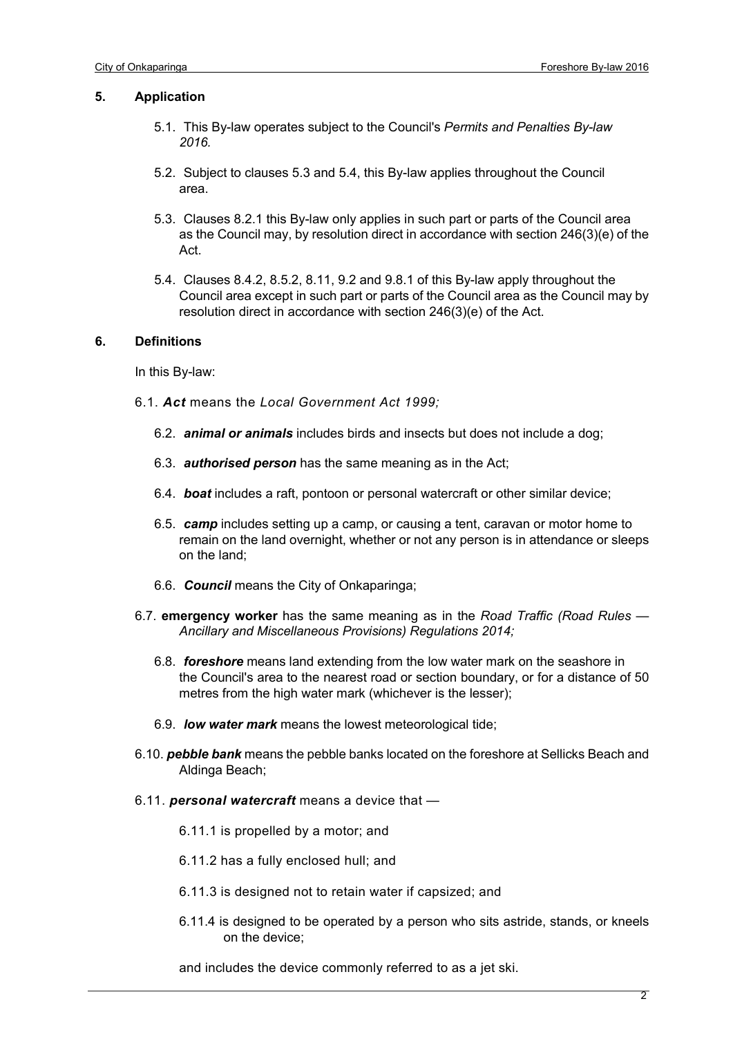## 5. Application

5.1. This By-law operates subject to the Council's *Permits and Penalties By-law 2016.*

5.2. Subject to clauses 5.3 and 5.4, this By-law applies throughout the Council area.

5.3. Clauses 8.2.1 this By-law only applies in such part or parts of the Council area as the Council may, by resolution direct in accordance with section 246(3)(e) of the Act.

5.4. Clauses 8.4.2, 8.5.2, 8.11, 9.2 and 9.8.1 of this By-law apply throughout the Council area except in such part or parts of the Council area as the Council may by resolution direct in accordance with section 246(3)(e) of the Act.

## 6. Definitions

In this By-law:

6.1. ***Act*** means the *Local Government Act 1999;*

6.2. ***animal or animals*** includes birds and insects but does not include a dog;

6.3. ***authorised person*** has the same meaning as in the Act;

6.4. ***boat*** includes a raft, pontoon or personal watercraft or other similar device;

6.5. ***camp*** includes setting up a camp, or causing a tent, caravan or motor home to remain on the land overnight, whether or not any person is in attendance or sleeps on the land;

6.6. ***Council*** means the City of Onkaparinga;

6.7. **emergency worker** has the same meaning as in the *Road Traffic (Road Rules — Ancillary and Miscellaneous Provisions) Regulations 2014;*

6.8. ***foreshore*** means land extending from the low water mark on the seashore in the Council's area to the nearest road or section boundary, or for a distance of 50 metres from the high water mark (whichever is the lesser);

6.9. ***low water mark*** means the lowest meteorological tide;

6.10. ***pebble bank*** means the pebble banks located on the foreshore at Sellicks Beach and Aldinga Beach;

6.11. ***personal watercraft*** means a device that —

6.11.1 is propelled by a motor; and

6.11.2 has a fully enclosed hull; and

6.11.3 is designed not to retain water if capsized; and

6.11.4 is designed to be operated by a person who sits astride, stands, or kneels on the device;

and includes the device commonly referred to as a jet ski.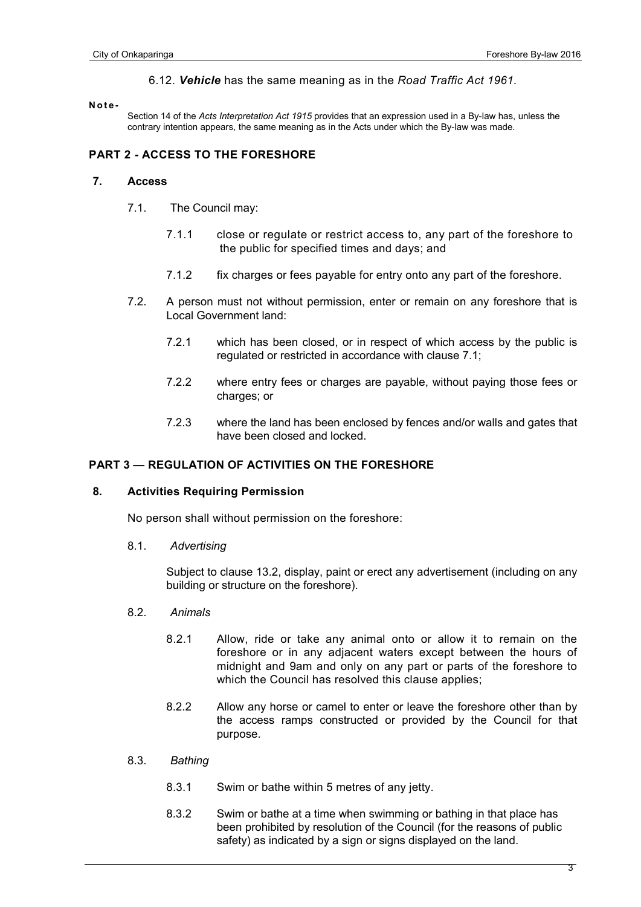6.12. ***Vehicle*** has the same meaning as in the *Road Traffic Act 1961*.

**Note-**

Section 14 of the *Acts Interpretation Act 1915* provides that an expression used in a By-law has, unless the contrary intention appears, the same meaning as in the Acts under which the By-law was made.

## PART 2 - ACCESS TO THE FORESHORE

### 7. Access

7.1. The Council may:

7.1.1 close or regulate or restrict access to, any part of the foreshore to the public for specified times and days; and

7.1.2 fix charges or fees payable for entry onto any part of the foreshore.

7.2. A person must not without permission, enter or remain on any foreshore that is Local Government land:

7.2.1 which has been closed, or in respect of which access by the public is regulated or restricted in accordance with clause 7.1;

7.2.2 where entry fees or charges are payable, without paying those fees or charges; or

7.2.3 where the land has been enclosed by fences and/or walls and gates that have been closed and locked.

## PART 3 — REGULATION OF ACTIVITIES ON THE FORESHORE

### 8. Activities Requiring Permission

No person shall without permission on the foreshore:

8.1. *Advertising*

Subject to clause 13.2, display, paint or erect any advertisement (including on any building or structure on the foreshore).

8.2. *Animals*

8.2.1 Allow, ride or take any animal onto or allow it to remain on the foreshore or in any adjacent waters except between the hours of midnight and 9am and only on any part or parts of the foreshore to which the Council has resolved this clause applies;

8.2.2 Allow any horse or camel to enter or leave the foreshore other than by the access ramps constructed or provided by the Council for that purpose.

8.3. *Bathing*

8.3.1 Swim or bathe within 5 metres of any jetty.

8.3.2 Swim or bathe at a time when swimming or bathing in that place has been prohibited by resolution of the Council (for the reasons of public safety) as indicated by a sign or signs displayed on the land.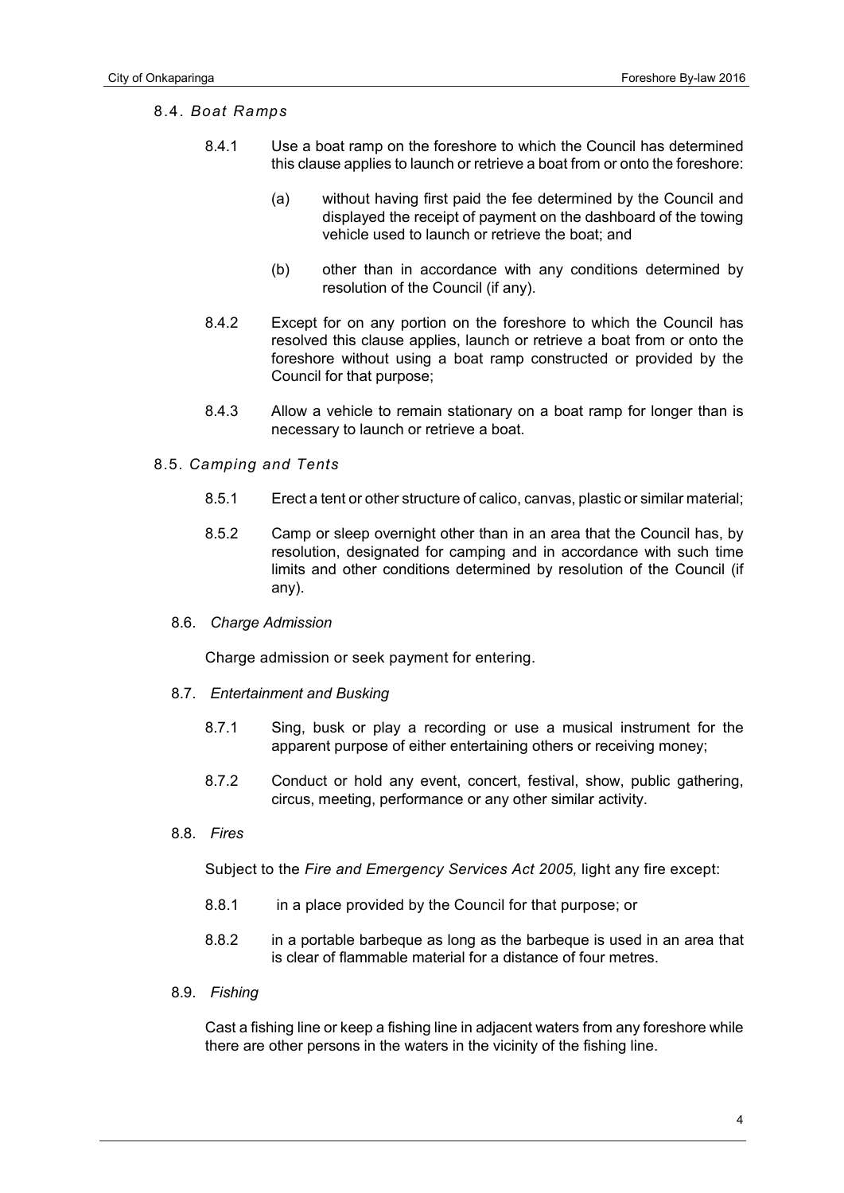### 8.4. *Boat Ramps*

8.4.1 Use a boat ramp on the foreshore to which the Council has determined this clause applies to launch or retrieve a boat from or onto the foreshore:

(a) without having first paid the fee determined by the Council and displayed the receipt of payment on the dashboard of the towing vehicle used to launch or retrieve the boat; and

(b) other than in accordance with any conditions determined by resolution of the Council (if any).

8.4.2 Except for on any portion on the foreshore to which the Council has resolved this clause applies, launch or retrieve a boat from or onto the foreshore without using a boat ramp constructed or provided by the Council for that purpose;

8.4.3 Allow a vehicle to remain stationary on a boat ramp for longer than is necessary to launch or retrieve a boat.

### 8.5. *Camping and Tents*

8.5.1 Erect a tent or other structure of calico, canvas, plastic or similar material;

8.5.2 Camp or sleep overnight other than in an area that the Council has, by resolution, designated for camping and in accordance with such time limits and other conditions determined by resolution of the Council (if any).

### 8.6. *Charge Admission*

Charge admission or seek payment for entering.

### 8.7. *Entertainment and Busking*

8.7.1 Sing, busk or play a recording or use a musical instrument for the apparent purpose of either entertaining others or receiving money;

8.7.2 Conduct or hold any event, concert, festival, show, public gathering, circus, meeting, performance or any other similar activity.

### 8.8. *Fires*

Subject to the *Fire and Emergency Services Act 2005,* light any fire except:

8.8.1 in a place provided by the Council for that purpose; or

8.8.2 in a portable barbeque as long as the barbeque is used in an area that is clear of flammable material for a distance of four metres.

### 8.9. *Fishing*

Cast a fishing line or keep a fishing line in adjacent waters from any foreshore while there are other persons in the waters in the vicinity of the fishing line.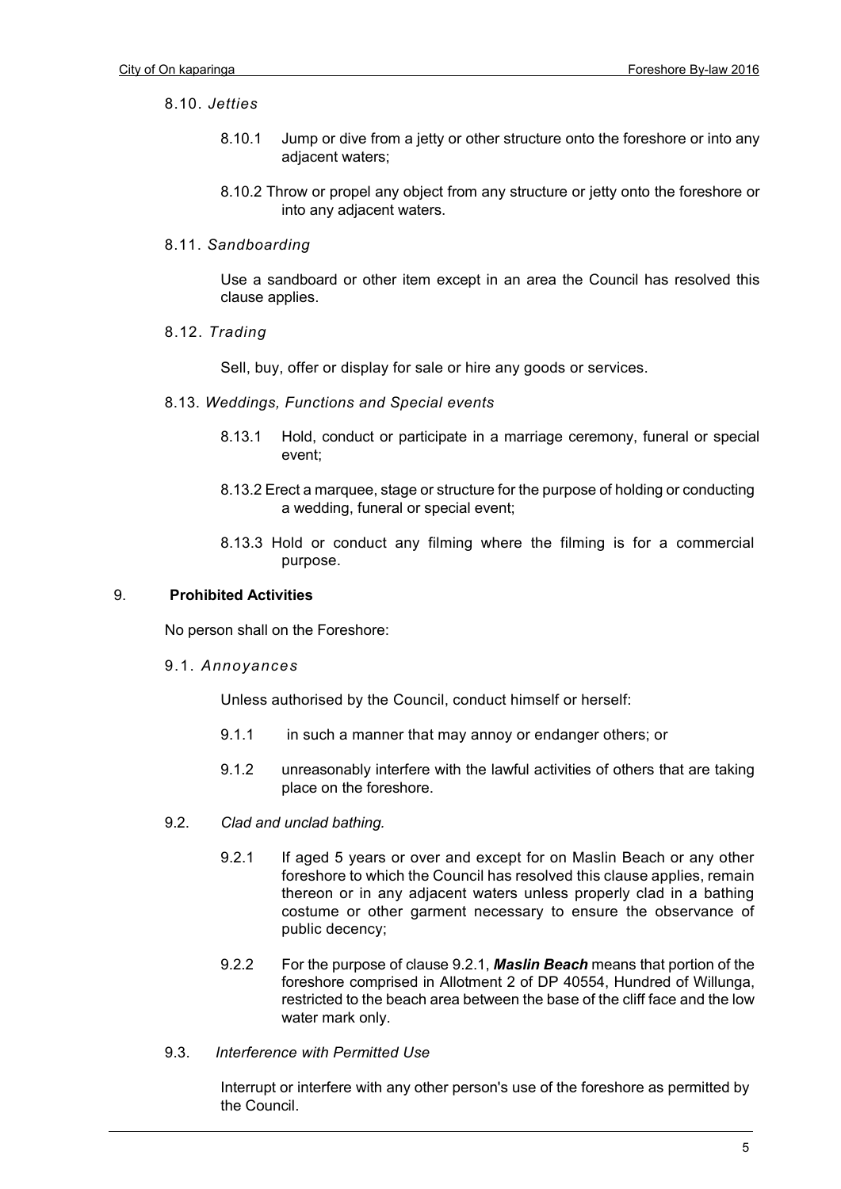8.10. *Jetties*

8.10.1 Jump or dive from a jetty or other structure onto the foreshore or into any adjacent waters;

8.10.2 Throw or propel any object from any structure or jetty onto the foreshore or into any adjacent waters.

8.11. *Sandboarding*

Use a sandboard or other item except in an area the Council has resolved this clause applies.

8.12. *Trading*

Sell, buy, offer or display for sale or hire any goods or services.

8.13. *Weddings, Functions and Special events*

8.13.1 Hold, conduct or participate in a marriage ceremony, funeral or special event;

8.13.2 Erect a marquee, stage or structure for the purpose of holding or conducting a wedding, funeral or special event;

8.13.3 Hold or conduct any filming where the filming is for a commercial purpose.

## 9. Prohibited Activities

No person shall on the Foreshore:

9.1. *Annoyances*

Unless authorised by the Council, conduct himself or herself:

9.1.1 in such a manner that may annoy or endanger others; or

9.1.2 unreasonably interfere with the lawful activities of others that are taking place on the foreshore.

9.2. *Clad and unclad bathing.*

9.2.1 If aged 5 years or over and except for on Maslin Beach or any other foreshore to which the Council has resolved this clause applies, remain thereon or in any adjacent waters unless properly clad in a bathing costume or other garment necessary to ensure the observance of public decency;

9.2.2 For the purpose of clause 9.2.1, ***Maslin Beach*** means that portion of the foreshore comprised in Allotment 2 of DP 40554, Hundred of Willunga, restricted to the beach area between the base of the cliff face and the low water mark only.

9.3. *Interference with Permitted Use*

Interrupt or interfere with any other person's use of the foreshore as permitted by the Council.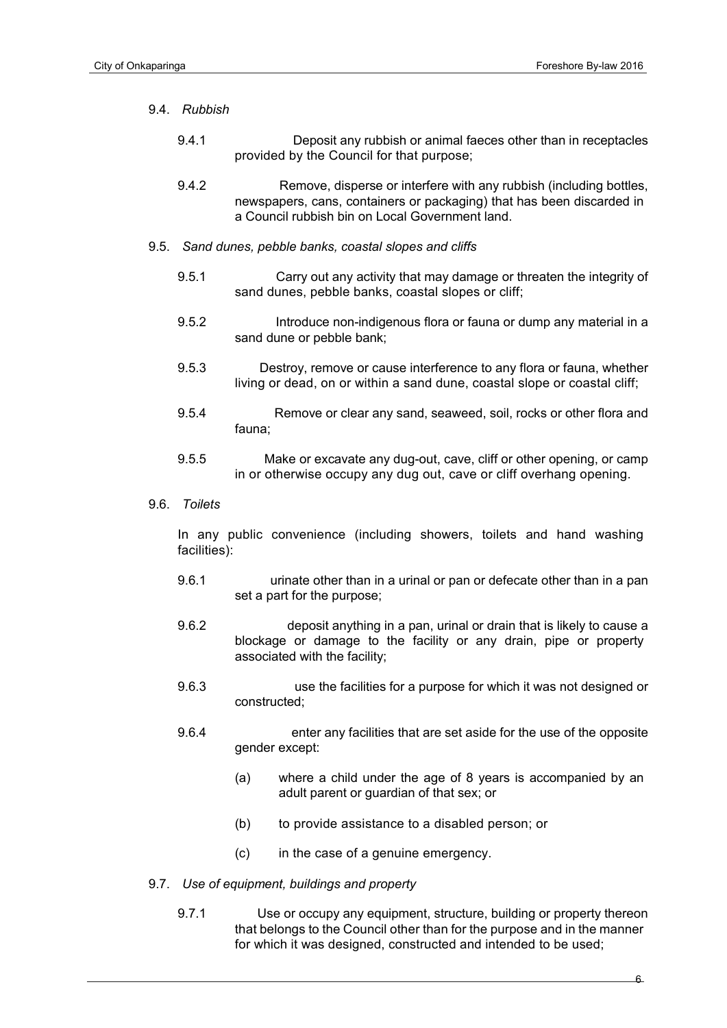9.4. *Rubbish*

9.4.1 Deposit any rubbish or animal faeces other than in receptacles provided by the Council for that purpose;

9.4.2 Remove, disperse or interfere with any rubbish (including bottles, newspapers, cans, containers or packaging) that has been discarded in a Council rubbish bin on Local Government land.

9.5. *Sand dunes, pebble banks, coastal slopes and cliffs*

9.5.1 Carry out any activity that may damage or threaten the integrity of sand dunes, pebble banks, coastal slopes or cliff;

9.5.2 Introduce non-indigenous flora or fauna or dump any material in a sand dune or pebble bank;

9.5.3 Destroy, remove or cause interference to any flora or fauna, whether living or dead, on or within a sand dune, coastal slope or coastal cliff;

9.5.4 Remove or clear any sand, seaweed, soil, rocks or other flora and fauna;

9.5.5 Make or excavate any dug-out, cave, cliff or other opening, or camp in or otherwise occupy any dug out, cave or cliff overhang opening.

9.6. *Toilets*

In any public convenience (including showers, toilets and hand washing facilities):

9.6.1 urinate other than in a urinal or pan or defecate other than in a pan set a part for the purpose;

9.6.2 deposit anything in a pan, urinal or drain that is likely to cause a blockage or damage to the facility or any drain, pipe or property associated with the facility;

9.6.3 use the facilities for a purpose for which it was not designed or constructed;

9.6.4 enter any facilities that are set aside for the use of the opposite gender except:

(a) where a child under the age of 8 years is accompanied by an adult parent or guardian of that sex; or

(b) to provide assistance to a disabled person; or

(c) in the case of a genuine emergency.

9.7. *Use of equipment, buildings and property*

9.7.1 Use or occupy any equipment, structure, building or property thereon that belongs to the Council other than for the purpose and in the manner for which it was designed, constructed and intended to be used;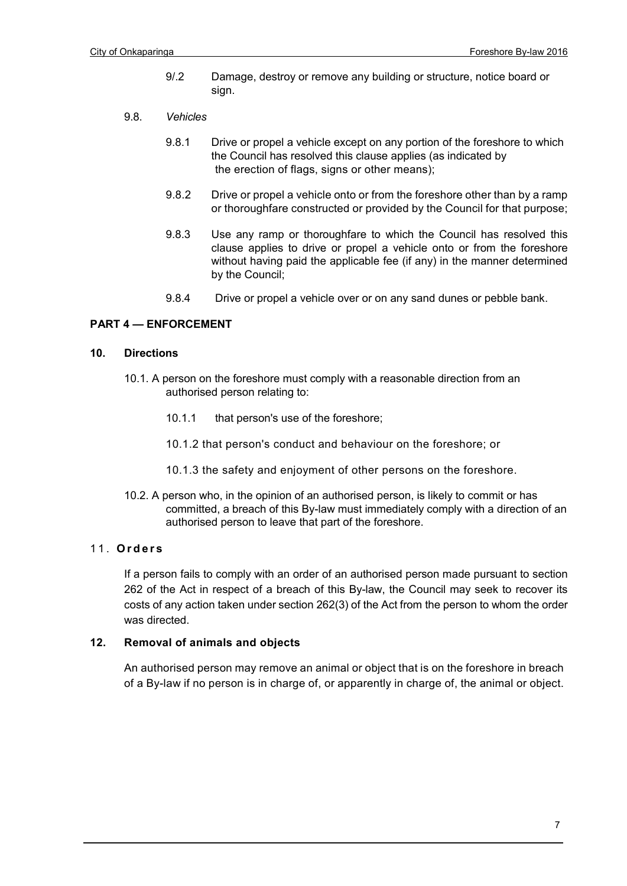9/.2 Damage, destroy or remove any building or structure, notice board or sign.

9.8. *Vehicles*

9.8.1 Drive or propel a vehicle except on any portion of the foreshore to which the Council has resolved this clause applies (as indicated by the erection of flags, signs or other means);

9.8.2 Drive or propel a vehicle onto or from the foreshore other than by a ramp or thoroughfare constructed or provided by the Council for that purpose;

9.8.3 Use any ramp or thoroughfare to which the Council has resolved this clause applies to drive or propel a vehicle onto or from the foreshore without having paid the applicable fee (if any) in the manner determined by the Council;

9.8.4 Drive or propel a vehicle over or on any sand dunes or pebble bank.

## PART 4 — ENFORCEMENT

### 10. Directions

10.1. A person on the foreshore must comply with a reasonable direction from an authorised person relating to:

10.1.1 that person's use of the foreshore;

10.1.2 that person's conduct and behaviour on the foreshore; or

10.1.3 the safety and enjoyment of other persons on the foreshore.

10.2. A person who, in the opinion of an authorised person, is likely to commit or has committed, a breach of this By-law must immediately comply with a direction of an authorised person to leave that part of the foreshore.

### 11. Orders

If a person fails to comply with an order of an authorised person made pursuant to section 262 of the Act in respect of a breach of this By-law, the Council may seek to recover its costs of any action taken under section 262(3) of the Act from the person to whom the order was directed.

### 12. Removal of animals and objects

An authorised person may remove an animal or object that is on the foreshore in breach of a By-law if no person is in charge of, or apparently in charge of, the animal or object.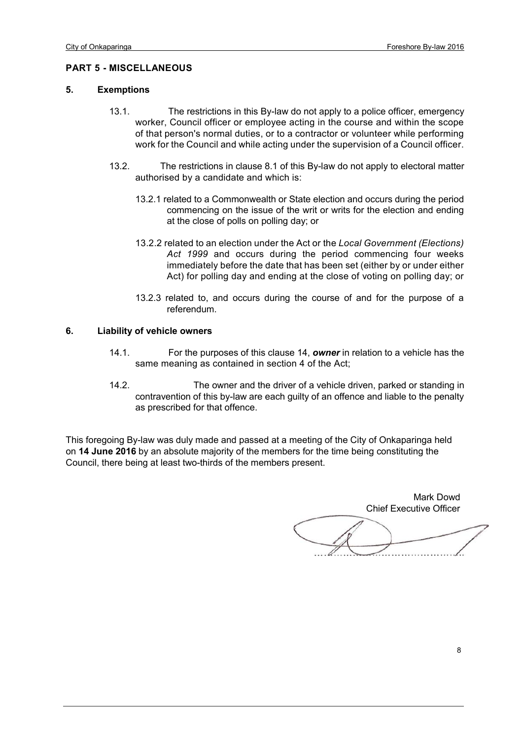## PART 5 - MISCELLANEOUS

### 5. Exemptions

13.1. The restrictions in this By-law do not apply to a police officer, emergency worker, Council officer or employee acting in the course and within the scope of that person's normal duties, or to a contractor or volunteer while performing work for the Council and while acting under the supervision of a Council officer.

13.2. The restrictions in clause 8.1 of this By-law do not apply to electoral matter authorised by a candidate and which is:

13.2.1 related to a Commonwealth or State election and occurs during the period commencing on the issue of the writ or writs for the election and ending at the close of polls on polling day; or

13.2.2 related to an election under the Act or the *Local Government (Elections) Act 1999* and occurs during the period commencing four weeks immediately before the date that has been set (either by or under either Act) for polling day and ending at the close of voting on polling day; or

13.2.3 related to, and occurs during the course of and for the purpose of a referendum.

### 6. Liability of vehicle owners

14.1. For the purposes of this clause 14, ***owner*** in relation to a vehicle has the same meaning as contained in section 4 of the Act;

14.2. The owner and the driver of a vehicle driven, parked or standing in contravention of this by-law are each guilty of an offence and liable to the penalty as prescribed for that offence.

This foregoing By-law was duly made and passed at a meeting of the City of Onkaparinga held on **14 June 2016** by an absolute majority of the members for the time being constituting the Council, there being at least two-thirds of the members present.

Mark Dowd
Chief Executive Officer

..........................................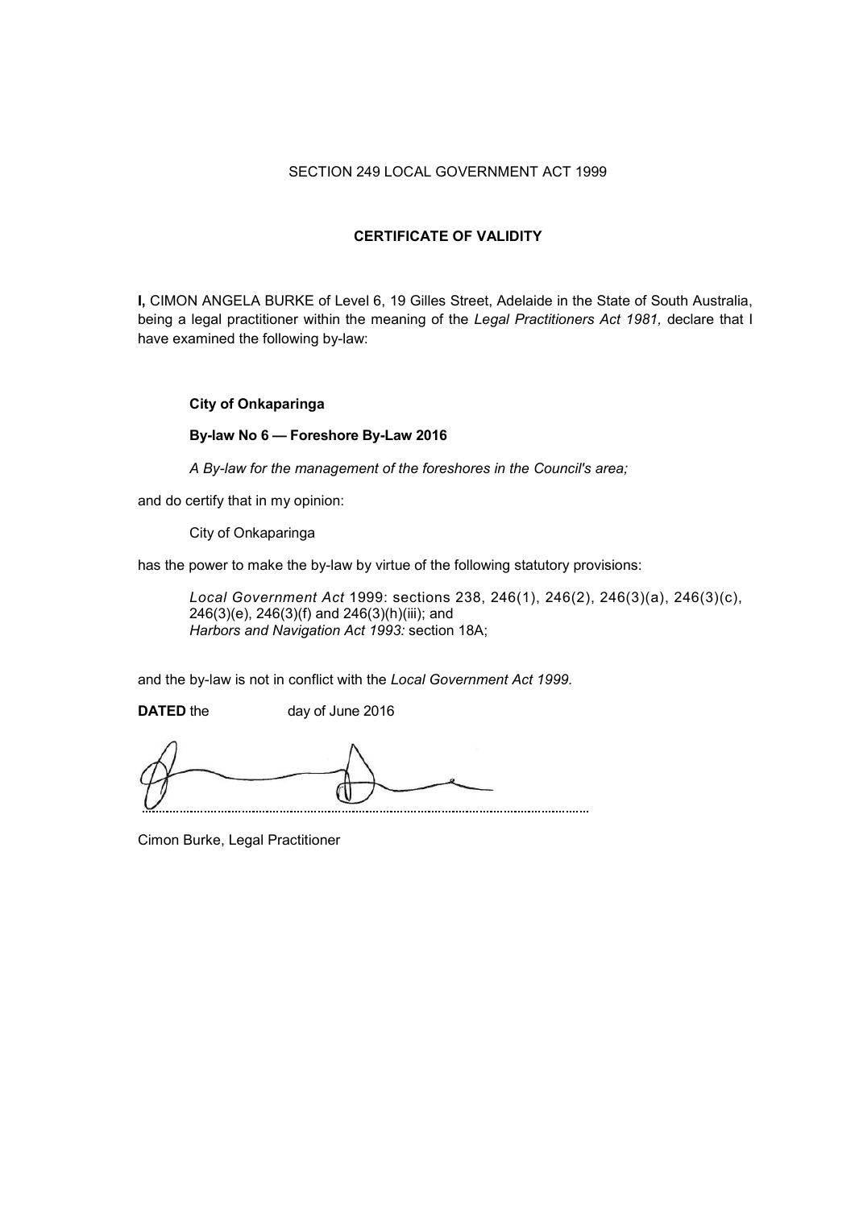SECTION 249 LOCAL GOVERNMENT ACT 1999

**CERTIFICATE OF VALIDITY**

**I,** CIMON ANGELA BURKE of Level 6, 19 Gilles Street, Adelaide in the State of South Australia, being a legal practitioner within the meaning of the *Legal Practitioners Act 1981,* declare that I have examined the following by-law:

> **City of Onkaparinga**
>
> **By-law No 6 — Foreshore By-Law 2016**
>
> *A By-law for the management of the foreshores in the Council's area;*

and do certify that in my opinion:

> City of Onkaparinga

has the power to make the by-law by virtue of the following statutory provisions:

> *Local Government Act* 1999: sections 238, 246(1), 246(2), 246(3)(a), 246(3)(c), 246(3)(e), 246(3)(f) and 246(3)(h)(iii); and
> *Harbors and Navigation Act 1993:* section 18A;

and the by-law is not in conflict with the *Local Government Act 1999.*

**DATED** the day of June 2016

..............................................................................................................

Cimon Burke, Legal Practitioner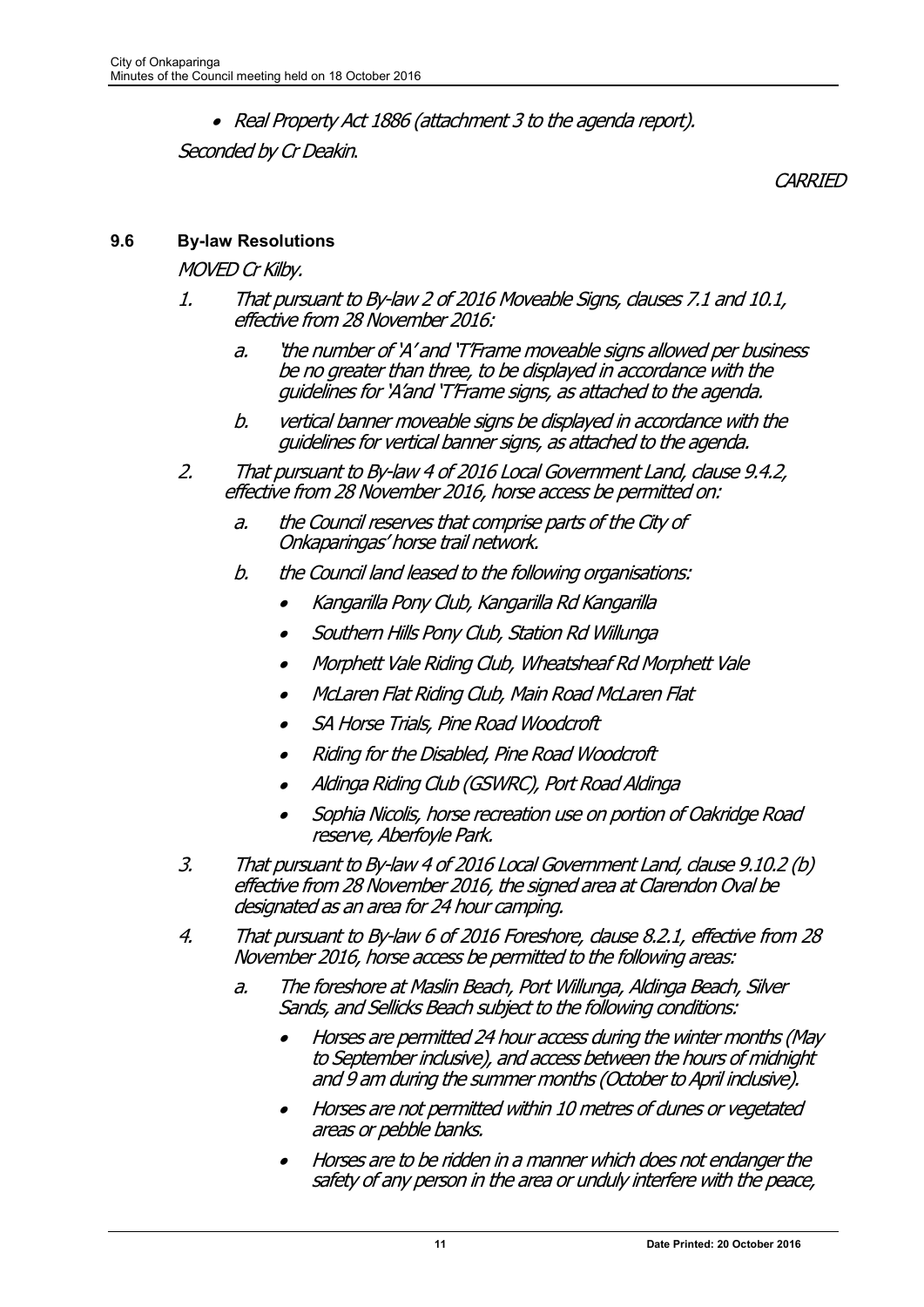- *Real Property Act 1886 (attachment 3 to the agenda report).*

*Seconded by Cr Deakin.*

*CARRIED*

### 9.6 By-law Resolutions

*MOVED Cr Kilby.*

1. *That pursuant to By-law 2 of 2016 Moveable Signs, clauses 7.1 and 10.1, effective from 28 November 2016:*
   a. *'the number of 'A' and 'T'Frame moveable signs allowed per business be no greater than three, to be displayed in accordance with the guidelines for 'A'and 'T'Frame signs, as attached to the agenda.*
   b. *vertical banner moveable signs be displayed in accordance with the guidelines for vertical banner signs, as attached to the agenda.*
2. *That pursuant to By-law 4 of 2016 Local Government Land, clause 9.4.2, effective from 28 November 2016, horse access be permitted on:*
   a. *the Council reserves that comprise parts of the City of Onkaparingas' horse trail network.*
   b. *the Council land leased to the following organisations:*
      - *Kangarilla Pony Club, Kangarilla Rd Kangarilla*
      - *Southern Hills Pony Club, Station Rd Willunga*
      - *Morphett Vale Riding Club, Wheatsheaf Rd Morphett Vale*
      - *McLaren Flat Riding Club, Main Road McLaren Flat*
      - *SA Horse Trials, Pine Road Woodcroft*
      - *Riding for the Disabled, Pine Road Woodcroft*
      - *Aldinga Riding Club (GSWRC), Port Road Aldinga*
      - *Sophia Nicolis, horse recreation use on portion of Oakridge Road reserve, Aberfoyle Park.*
3. *That pursuant to By-law 4 of 2016 Local Government Land, clause 9.10.2 (b) effective from 28 November 2016, the signed area at Clarendon Oval be designated as an area for 24 hour camping.*
4. *That pursuant to By-law 6 of 2016 Foreshore, clause 8.2.1, effective from 28 November 2016, horse access be permitted to the following areas:*
   a. *The foreshore at Maslin Beach, Port Willunga, Aldinga Beach, Silver Sands, and Sellicks Beach subject to the following conditions:*
      - *Horses are permitted 24 hour access during the winter months (May to September inclusive), and access between the hours of midnight and 9 am during the summer months (October to April inclusive).*
      - *Horses are not permitted within 10 metres of dunes or vegetated areas or pebble banks.*
      - *Horses are to be ridden in a manner which does not endanger the safety of any person in the area or unduly interfere with the peace,*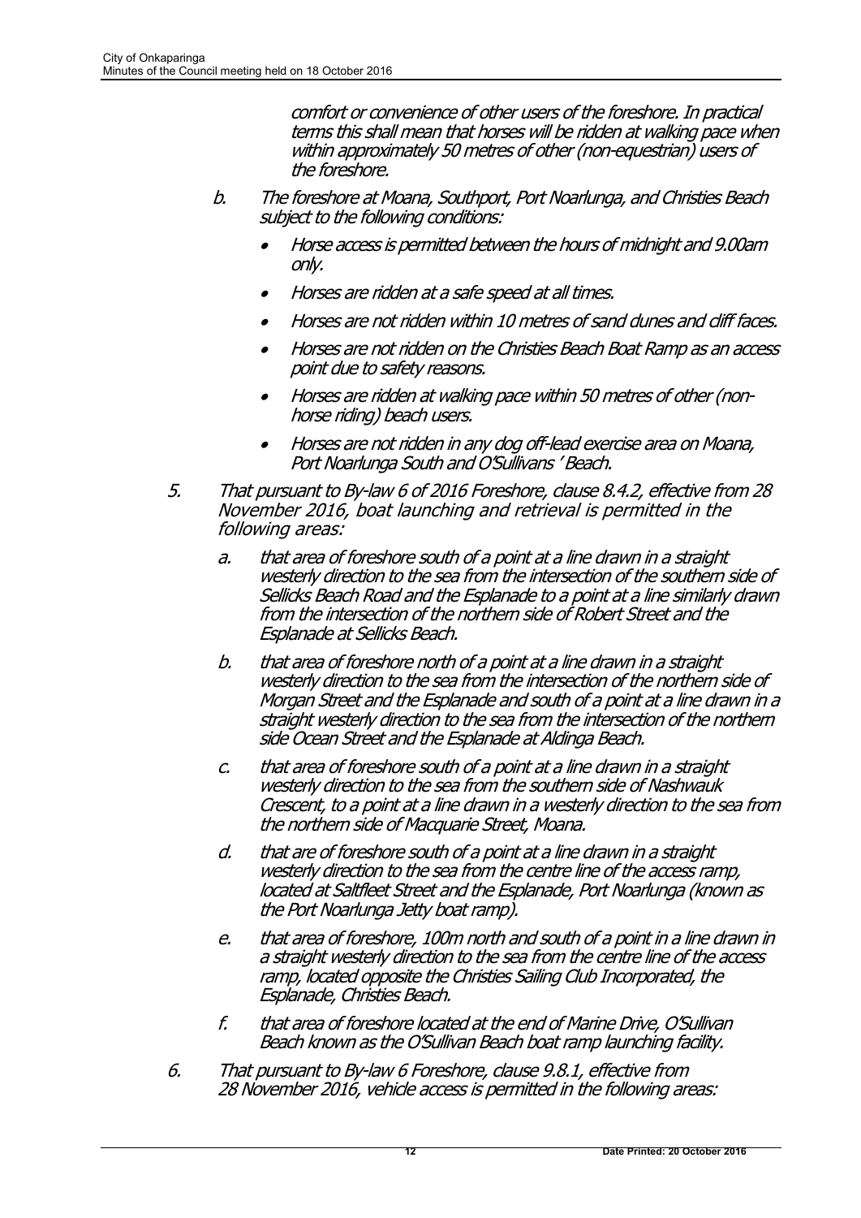*comfort or convenience of other users of the foreshore. In practical terms this shall mean that horses will be ridden at walking pace when within approximately 50 metres of other (non-equestrian) users of the foreshore.*

b. *The foreshore at Moana, Southport, Port Noarlunga, and Christies Beach subject to the following conditions:*

   - *Horse access is permitted between the hours of midnight and 9.00am only.*
   - *Horses are ridden at a safe speed at all times.*
   - *Horses are not ridden within 10 metres of sand dunes and cliff faces.*
   - *Horses are not ridden on the Christies Beach Boat Ramp as an access point due to safety reasons.*
   - *Horses are ridden at walking pace within 50 metres of other (non-horse riding) beach users.*
   - *Horses are not ridden in any dog off-lead exercise area on Moana, Port Noarlunga South and O'Sullivans ' Beach.*

5. *That pursuant to By-law 6 of 2016 Foreshore, clause 8.4.2, effective from 28 November 2016, boat launching and retrieval is permitted in the following areas:*

   a. *that area of foreshore south of a point at a line drawn in a straight westerly direction to the sea from the intersection of the southern side of Sellicks Beach Road and the Esplanade to a point at a line similarly drawn from the intersection of the northern side of Robert Street and the Esplanade at Sellicks Beach.*

   b. *that area of foreshore north of a point at a line drawn in a straight westerly direction to the sea from the intersection of the northern side of Morgan Street and the Esplanade and south of a point at a line drawn in a straight westerly direction to the sea from the intersection of the northern side Ocean Street and the Esplanade at Aldinga Beach.*

   c. *that area of foreshore south of a point at a line drawn in a straight westerly direction to the sea from the southern side of Nashwauk Crescent, to a point at a line drawn in a westerly direction to the sea from the northern side of Macquarie Street, Moana.*

   d. *that are of foreshore south of a point at a line drawn in a straight westerly direction to the sea from the centre line of the access ramp, located at Saltfleet Street and the Esplanade, Port Noarlunga (known as the Port Noarlunga Jetty boat ramp).*

   e. *that area of foreshore, 100m north and south of a point in a line drawn in a straight westerly direction to the sea from the centre line of the access ramp, located opposite the Christies Sailing Club Incorporated, the Esplanade, Christies Beach.*

   f. *that area of foreshore located at the end of Marine Drive, O'Sullivan Beach known as the O'Sullivan Beach boat ramp launching facility.*

6. *That pursuant to By-law 6 Foreshore, clause 9.8.1, effective from 28 November 2016, vehicle access is permitted in the following areas:*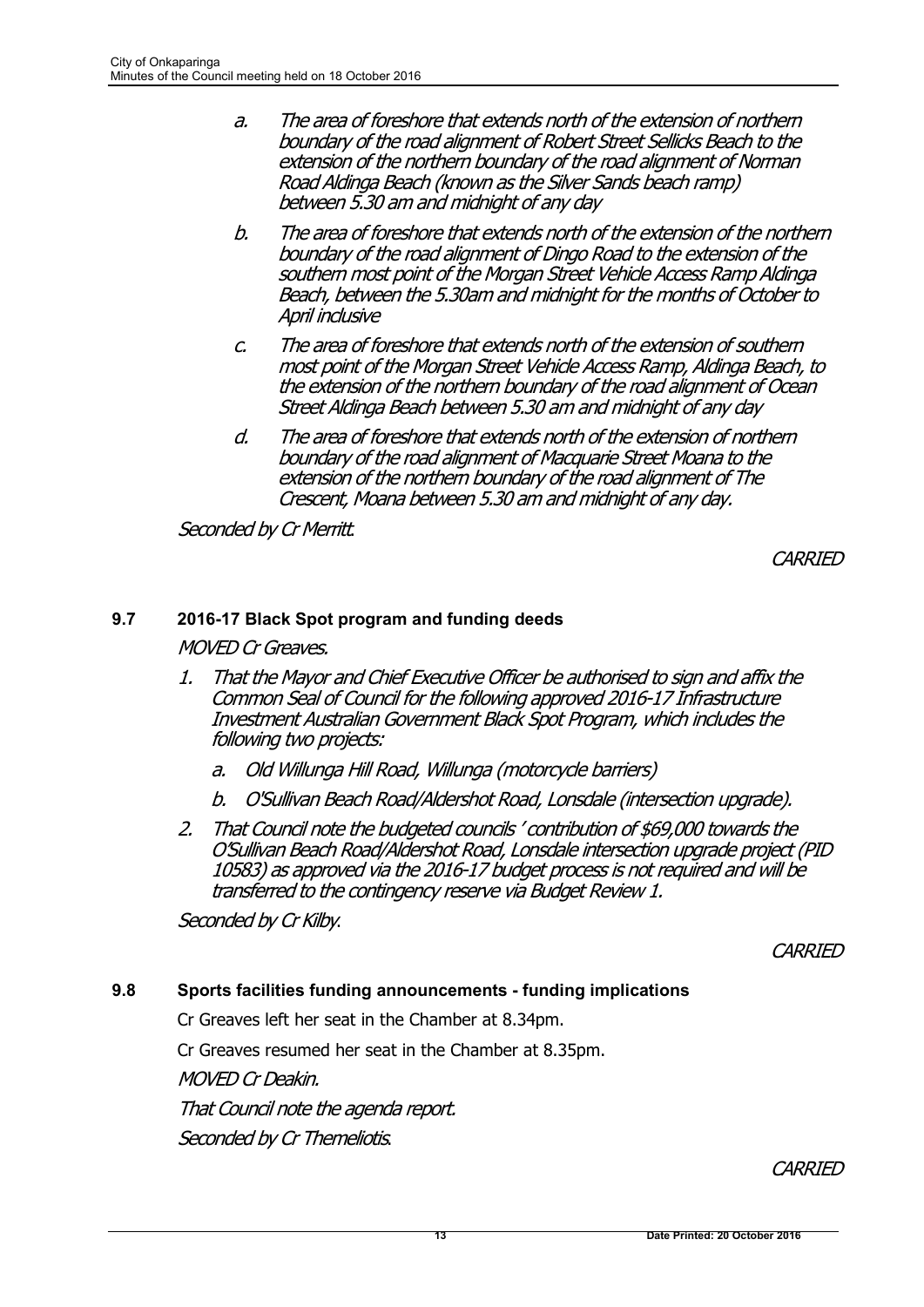a. *The area of foreshore that extends north of the extension of northern boundary of the road alignment of Robert Street Sellicks Beach to the extension of the northern boundary of the road alignment of Norman Road Aldinga Beach (known as the Silver Sands beach ramp) between 5.30 am and midnight of any day*

b. *The area of foreshore that extends north of the extension of the northern boundary of the road alignment of Dingo Road to the extension of the southern most point of the Morgan Street Vehicle Access Ramp Aldinga Beach, between the 5.30am and midnight for the months of October to April inclusive*

c. *The area of foreshore that extends north of the extension of southern most point of the Morgan Street Vehicle Access Ramp, Aldinga Beach, to the extension of the northern boundary of the road alignment of Ocean Street Aldinga Beach between 5.30 am and midnight of any day*

d. *The area of foreshore that extends north of the extension of northern boundary of the road alignment of Macquarie Street Moana to the extension of the northern boundary of the road alignment of The Crescent, Moana between 5.30 am and midnight of any day.*

*Seconded by Cr Merritt.*

*CARRIED*

## 9.7 2016-17 Black Spot program and funding deeds

*MOVED Cr Greaves.*

1. *That the Mayor and Chief Executive Officer be authorised to sign and affix the Common Seal of Council for the following approved 2016-17 Infrastructure Investment Australian Government Black Spot Program, which includes the following two projects:*
   a. *Old Willunga Hill Road, Willunga (motorcycle barriers)*
   b. *O'Sullivan Beach Road/Aldershot Road, Lonsdale (intersection upgrade).*
2. *That Council note the budgeted councils ' contribution of $69,000 towards the O'Sullivan Beach Road/Aldershot Road, Lonsdale intersection upgrade project (PID 10583) as approved via the 2016-17 budget process is not required and will be transferred to the contingency reserve via Budget Review 1.*

*Seconded by Cr Kilby.*

*CARRIED*

## 9.8 Sports facilities funding announcements - funding implications

Cr Greaves left her seat in the Chamber at 8.34pm.

Cr Greaves resumed her seat in the Chamber at 8.35pm.

*MOVED Cr Deakin.*

*That Council note the agenda report.*

*Seconded by Cr Themeliotis.*

*CARRIED*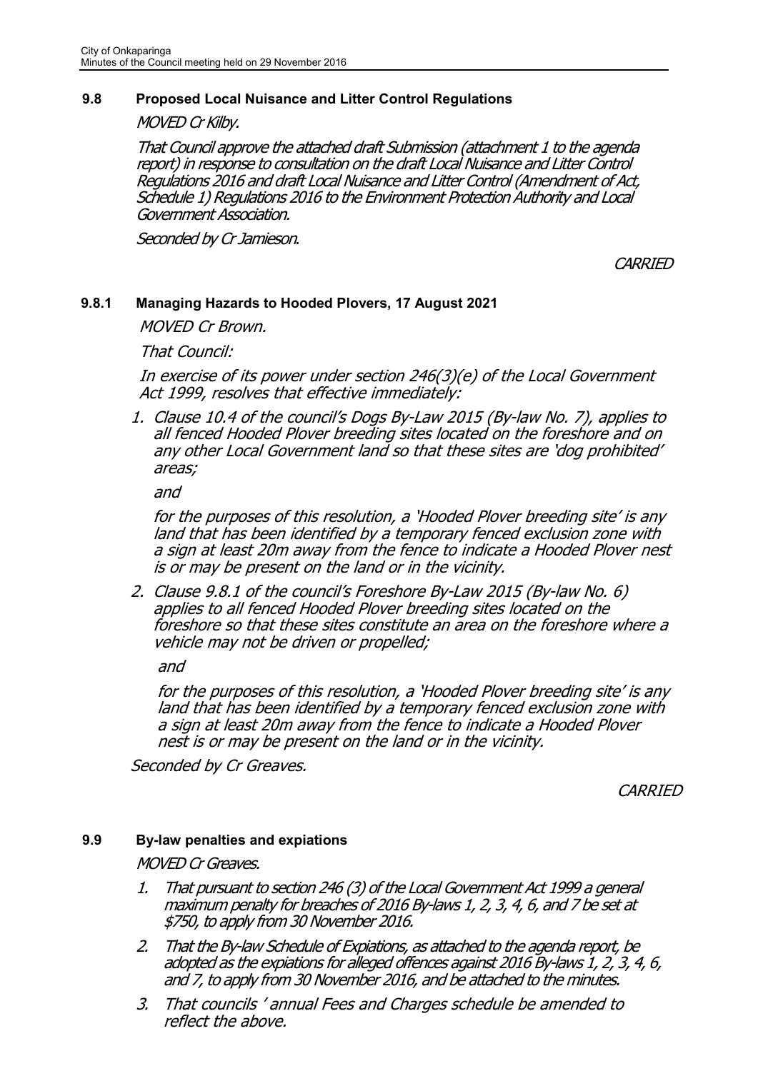### 9.8 Proposed Local Nuisance and Litter Control Regulations

*MOVED Cr Kilby.*

*That Council approve the attached draft Submission (attachment 1 to the agenda report) in response to consultation on the draft Local Nuisance and Litter Control Regulations 2016 and draft Local Nuisance and Litter Control (Amendment of Act, Schedule 1) Regulations 2016 to the Environment Protection Authority and Local Government Association.*

*Seconded by Cr Jamieson.*

*CARRIED*

### 9.8.1 Managing Hazards to Hooded Plovers, 17 August 2021

*MOVED Cr Brown.*

*That Council:*

*In exercise of its power under section 246(3)(e) of the Local Government Act 1999, resolves that effective immediately:*

1. *Clause 10.4 of the council's Dogs By-Law 2015 (By-law No. 7), applies to all fenced Hooded Plover breeding sites located on the foreshore and on any other Local Government land so that these sites are 'dog prohibited' areas;*

   *and*

   *for the purposes of this resolution, a 'Hooded Plover breeding site' is any land that has been identified by a temporary fenced exclusion zone with a sign at least 20m away from the fence to indicate a Hooded Plover nest is or may be present on the land or in the vicinity.*

2. *Clause 9.8.1 of the council's Foreshore By-Law 2015 (By-law No. 6) applies to all fenced Hooded Plover breeding sites located on the foreshore so that these sites constitute an area on the foreshore where a vehicle may not be driven or propelled;*

   *and*

   *for the purposes of this resolution, a 'Hooded Plover breeding site' is any land that has been identified by a temporary fenced exclusion zone with a sign at least 20m away from the fence to indicate a Hooded Plover nest is or may be present on the land or in the vicinity.*

*Seconded by Cr Greaves.*

*CARRIED*

### 9.9 By-law penalties and expiations

*MOVED Cr Greaves.*

1. *That pursuant to section 246 (3) of the Local Government Act 1999 a general maximum penalty for breaches of 2016 By-laws 1, 2, 3, 4, 6, and 7 be set at $750, to apply from 30 November 2016.*
2. *That the By-law Schedule of Expiations, as attached to the agenda report, be adopted as the expiations for alleged offences against 2016 By-laws 1, 2, 3, 4, 6, and 7, to apply from 30 November 2016, and be attached to the minutes.*
3. *That councils ' annual Fees and Charges schedule be amended to reflect the above.*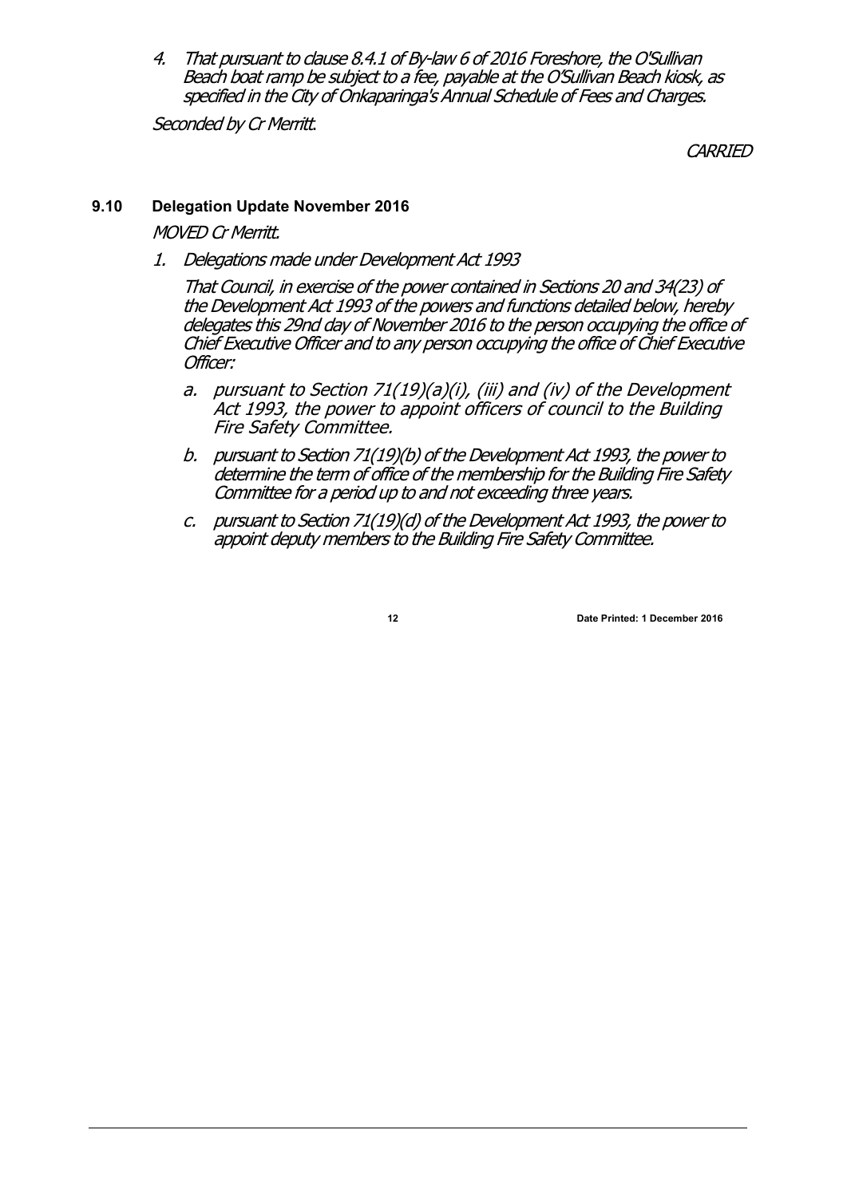4. *That pursuant to clause 8.4.1 of By-law 6 of 2016 Foreshore, the O'Sullivan Beach boat ramp be subject to a fee, payable at the O'Sullivan Beach kiosk, as specified in the City of Onkaparinga's Annual Schedule of Fees and Charges.*

*Seconded by Cr Merritt.*

*CARRIED*

### 9.10 Delegation Update November 2016

*MOVED Cr Merritt.*

1. *Delegations made under Development Act 1993*

   *That Council, in exercise of the power contained in Sections 20 and 34(23) of the Development Act 1993 of the powers and functions detailed below, hereby delegates this 29nd day of November 2016 to the person occupying the office of Chief Executive Officer and to any person occupying the office of Chief Executive Officer:*

   a. *pursuant to Section 71(19)(a)(i), (iii) and (iv) of the Development Act 1993, the power to appoint officers of council to the Building Fire Safety Committee.*

   b. *pursuant to Section 71(19)(b) of the Development Act 1993, the power to determine the term of office of the membership for the Building Fire Safety Committee for a period up to and not exceeding three years.*

   c. *pursuant to Section 71(19)(d) of the Development Act 1993, the power to appoint deputy members to the Building Fire Safety Committee.*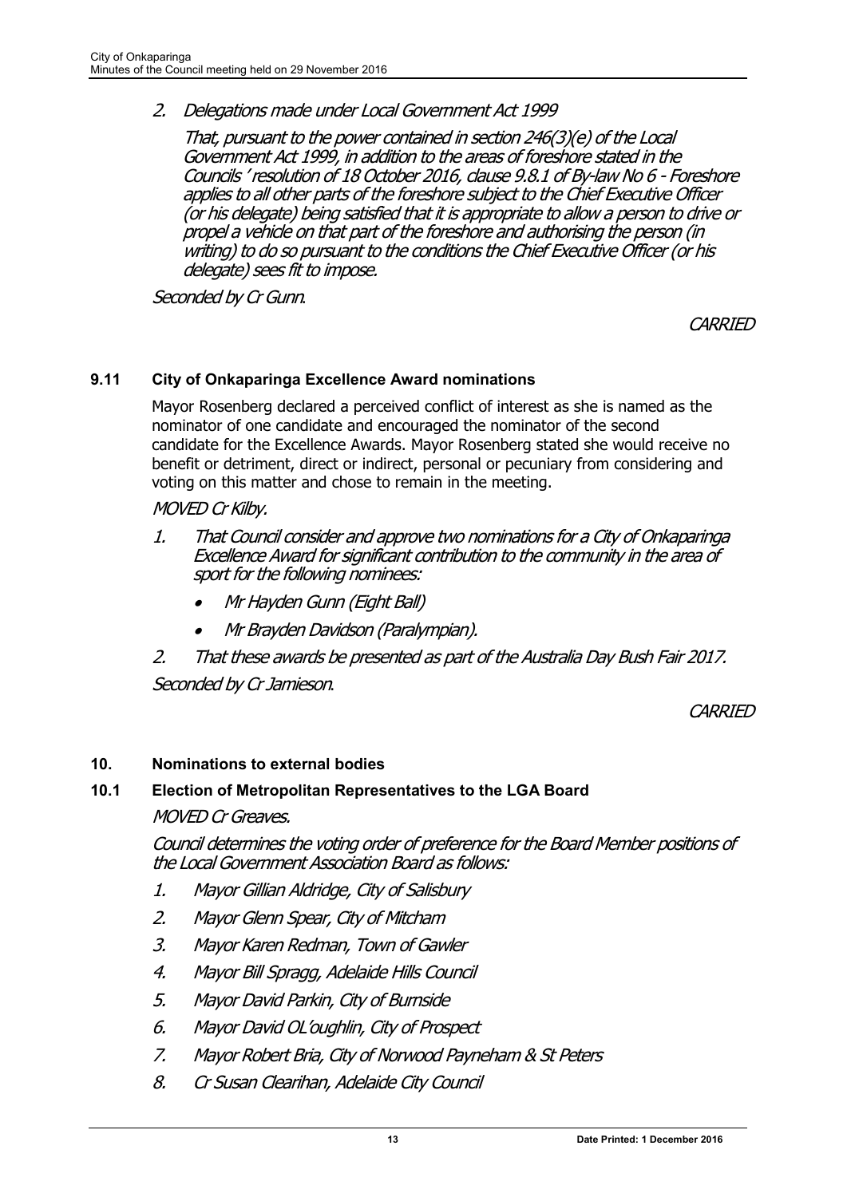2. *Delegations made under Local Government Act 1999*

   *That, pursuant to the power contained in section 246(3)(e) of the Local Government Act 1999, in addition to the areas of foreshore stated in the Councils ' resolution of 18 October 2016, clause 9.8.1 of By-law No 6 - Foreshore applies to all other parts of the foreshore subject to the Chief Executive Officer (or his delegate) being satisfied that it is appropriate to allow a person to drive or propel a vehicle on that part of the foreshore and authorising the person (in writing) to do so pursuant to the conditions the Chief Executive Officer (or his delegate) sees fit to impose.*

*Seconded by Cr Gunn.*

*CARRIED*

### 9.11 City of Onkaparinga Excellence Award nominations

Mayor Rosenberg declared a perceived conflict of interest as she is named as the nominator of one candidate and encouraged the nominator of the second candidate for the Excellence Awards. Mayor Rosenberg stated she would receive no benefit or detriment, direct or indirect, personal or pecuniary from considering and voting on this matter and chose to remain in the meeting.

*MOVED Cr Kilby.*

1. *That Council consider and approve two nominations for a City of Onkaparinga Excellence Award for significant contribution to the community in the area of sport for the following nominees:*
   - *Mr Hayden Gunn (Eight Ball)*
   - *Mr Brayden Davidson (Paralympian).*
2. *That these awards be presented as part of the Australia Day Bush Fair 2017.*

*Seconded by Cr Jamieson.*

*CARRIED*

## 10. Nominations to external bodies

### 10.1 Election of Metropolitan Representatives to the LGA Board

*MOVED Cr Greaves.*

*Council determines the voting order of preference for the Board Member positions of the Local Government Association Board as follows:*

1. *Mayor Gillian Aldridge, City of Salisbury*
2. *Mayor Glenn Spear, City of Mitcham*
3. *Mayor Karen Redman, Town of Gawler*
4. *Mayor Bill Spragg, Adelaide Hills Council*
5. *Mayor David Parkin, City of Burnside*
6. *Mayor David OL'oughlin, City of Prospect*
7. *Mayor Robert Bria, City of Norwood Payneham & St Peters*
8. *Cr Susan Clearihan, Adelaide City Council*